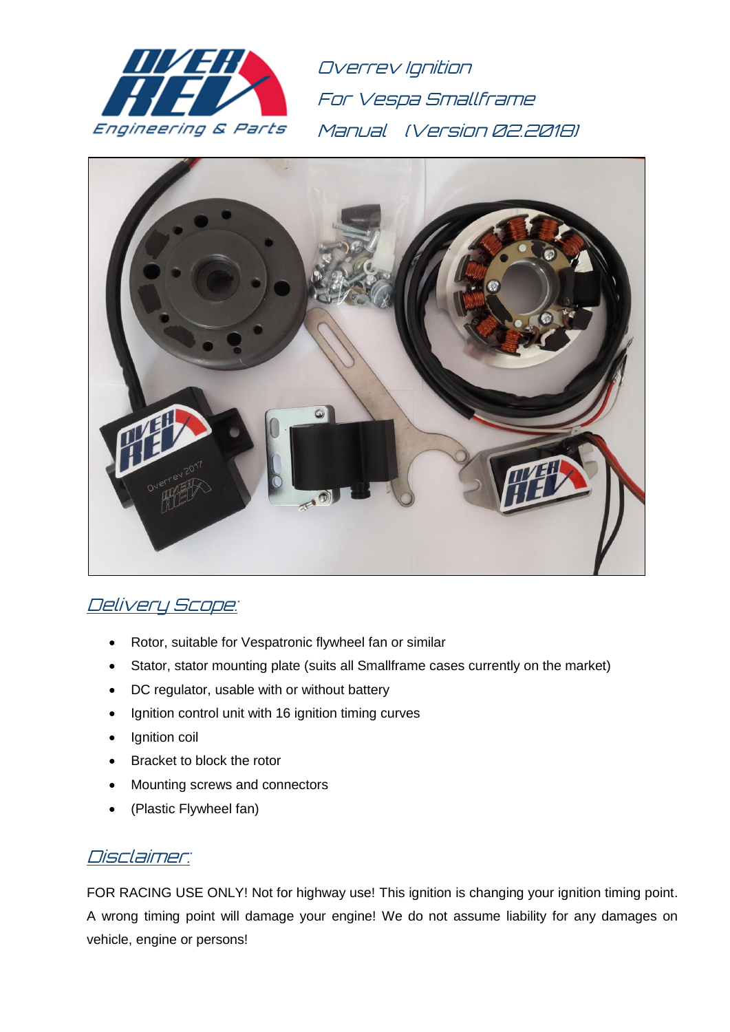# Overrev Ignition
## For Vespa Smallframe
## Manual (Version 02.2018)

## Delivery Scope:

- Rotor, suitable for Vespatronic flywheel fan or similar
- Stator, stator mounting plate (suits all Smallframe cases currently on the market)
- DC regulator, usable with or without battery
- Ignition control unit with 16 ignition timing curves
- Ignition coil
- Bracket to block the rotor
- Mounting screws and connectors
- (Plastic Flywheel fan)

## Disclaimer:

FOR RACING USE ONLY! Not for highway use! This ignition is changing your ignition timing point. A wrong timing point will damage your engine! We do not assume liability for any damages on vehicle, engine or persons!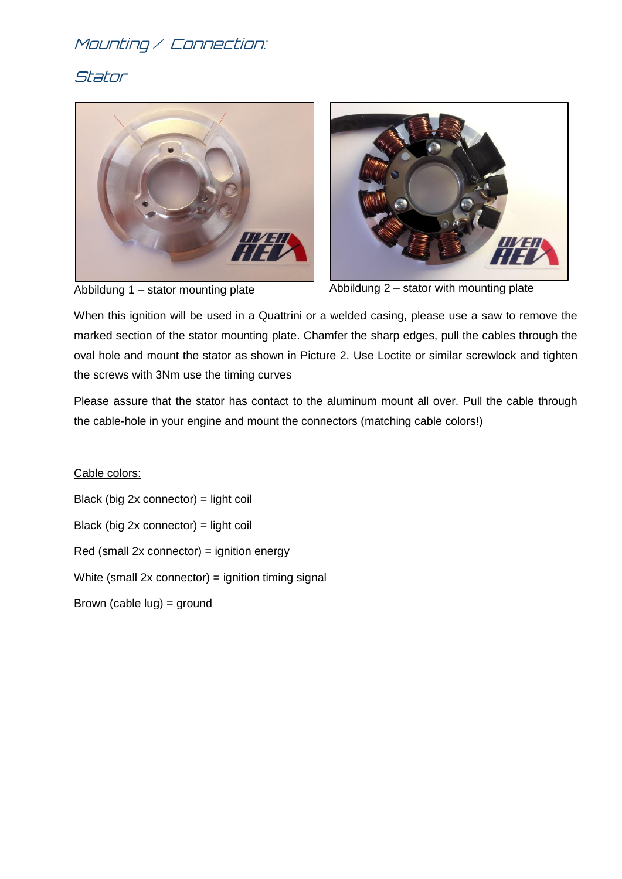# Mounting / Connection:

## Stator

Abbildung 1 – stator mounting plate

Abbildung 2 – stator with mounting plate

When this ignition will be used in a Quattrini or a welded casing, please use a saw to remove the marked section of the stator mounting plate. Chamfer the sharp edges, pull the cables through the oval hole and mount the stator as shown in Picture 2. Use Loctite or similar screwlock and tighten the screws with 3Nm use the timing curves

Please assure that the stator has contact to the aluminum mount all over. Pull the cable through the cable-hole in your engine and mount the connectors (matching cable colors!)

Cable colors:

Black (big 2x connector) = light coil

Black (big 2x connector) = light coil

Red (small 2x connector) = ignition energy

White (small 2x connector) = ignition timing signal

Brown (cable lug) = ground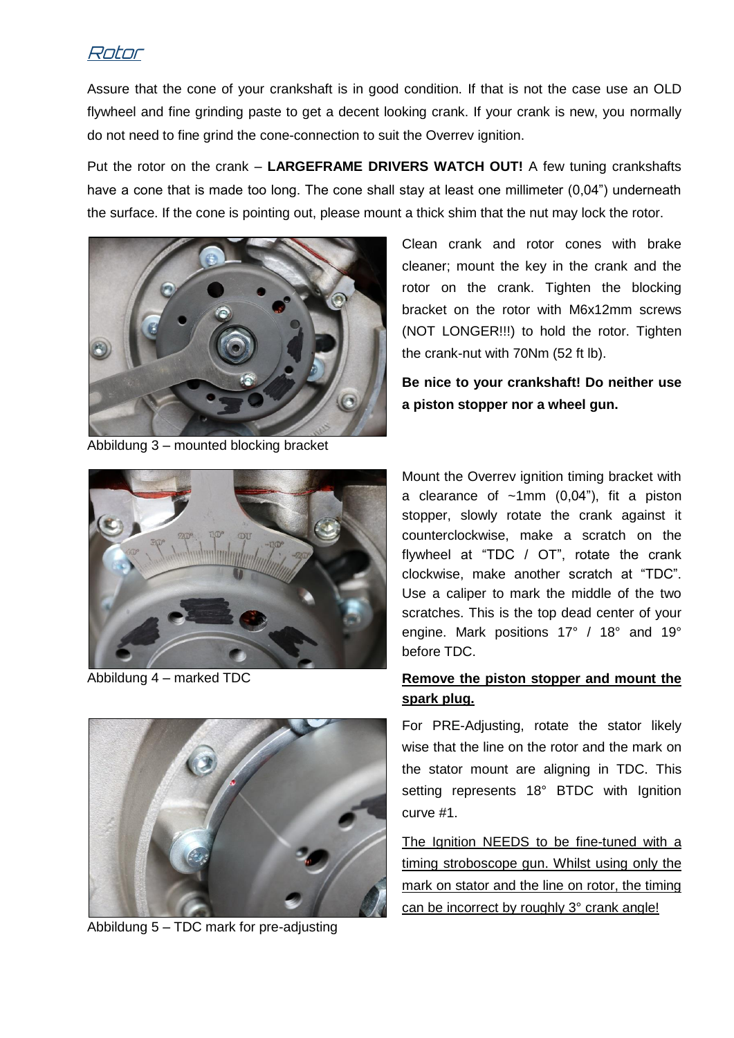## Rotor

Assure that the cone of your crankshaft is in good condition. If that is not the case use an OLD flywheel and fine grinding paste to get a decent looking crank. If your crank is new, you normally do not need to fine grind the cone-connection to suit the Overrev ignition.

Put the rotor on the crank – **LARGEFRAME DRIVERS WATCH OUT!** A few tuning crankshafts have a cone that is made too long. The cone shall stay at least one millimeter (0,04") underneath the surface. If the cone is pointing out, please mount a thick shim that the nut may lock the rotor.

Abbildung 3 – mounted blocking bracket

Clean crank and rotor cones with brake cleaner; mount the key in the crank and the rotor on the crank. Tighten the blocking bracket on the rotor with M6x12mm screws (NOT LONGER!!!) to hold the rotor. Tighten the crank-nut with 70Nm (52 ft lb).

**Be nice to your crankshaft! Do neither use a piston stopper nor a wheel gun.**

Abbildung 4 – marked TDC

Mount the Overrev ignition timing bracket with a clearance of ~1mm (0,04"), fit a piston stopper, slowly rotate the crank against it counterclockwise, make a scratch on the flywheel at "TDC / OT", rotate the crank clockwise, make another scratch at "TDC". Use a caliper to mark the middle of the two scratches. This is the top dead center of your engine. Mark positions 17° / 18° and 19° before TDC.

**Remove the piston stopper and mount the spark plug.**

Abbildung 5 – TDC mark for pre-adjusting

For PRE-Adjusting, rotate the stator likely wise that the line on the rotor and the mark on the stator mount are aligning in TDC. This setting represents 18° BTDC with Ignition curve #1.

The Ignition NEEDS to be fine-tuned with a timing stroboscope gun. Whilst using only the mark on stator and the line on rotor, the timing can be incorrect by roughly 3° crank angle!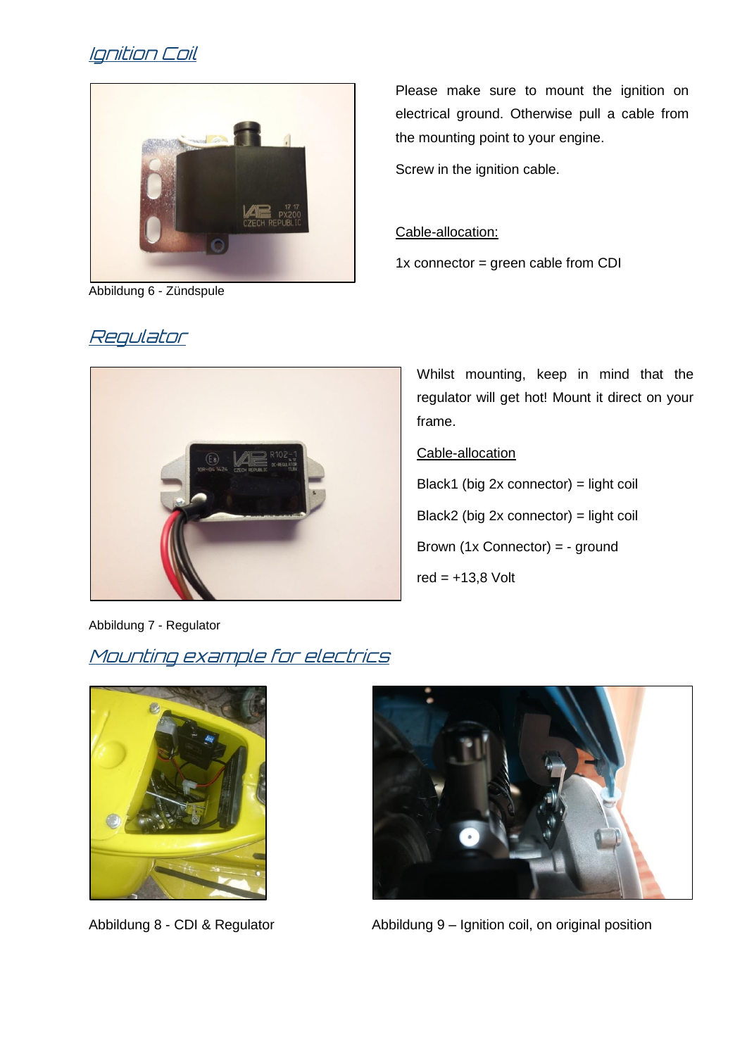## Ignition Coil

Abbildung 6 - Zündspule

Please make sure to mount the ignition on electrical ground. Otherwise pull a cable from the mounting point to your engine.

Screw in the ignition cable.

Cable-allocation:

1x connector = green cable from CDI

## Regulator

Abbildung 7 - Regulator

Whilst mounting, keep in mind that the regulator will get hot! Mount it direct on your frame.

Cable-allocation

Black1 (big 2x connector) = light coil

Black2 (big 2x connector) = light coil

Brown (1x Connector) = - ground

red = +13,8 Volt

## Mounting example for electrics

Abbildung 8 - CDI & Regulator

Abbildung 9 – Ignition coil, on original position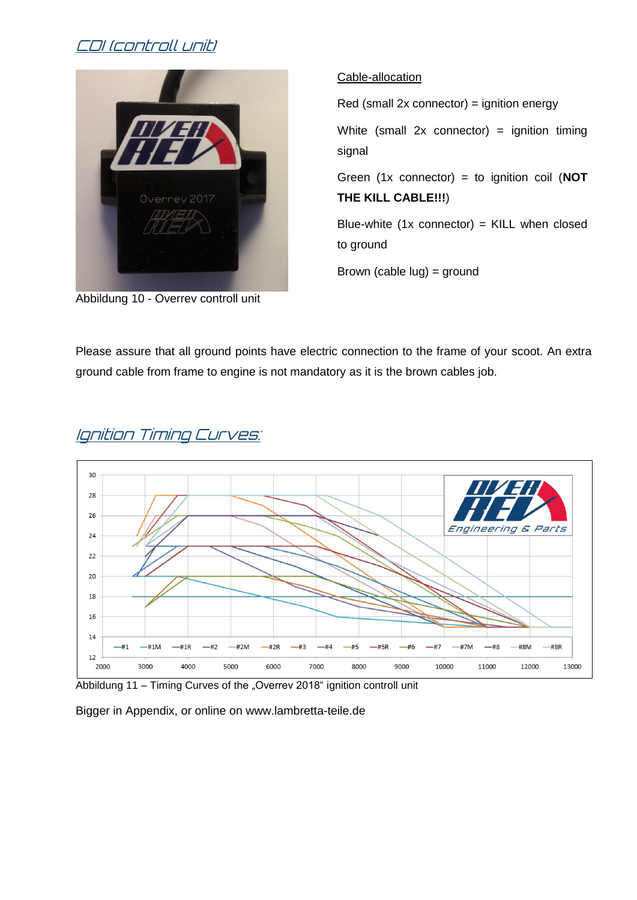## CDI (controll unit)

Abbildung 10 - Overrev controll unit

**Cable-allocation**

Red (small 2x connector) = ignition energy

White (small 2x connector) = ignition timing signal

Green (1x connector) = to ignition coil (**NOT THE KILL CABLE!!!**)

Blue-white (1x connector) = KILL when closed to ground

Brown (cable lug) = ground

Please assure that all ground points have electric connection to the frame of your scoot. An extra ground cable from frame to engine is not mandatory as it is the brown cables job.

## Ignition Timing Curves:

Abbildung 11 – Timing Curves of the „Overrev 2018" ignition controll unit

Bigger in Appendix, or online on www.lambretta-teile.de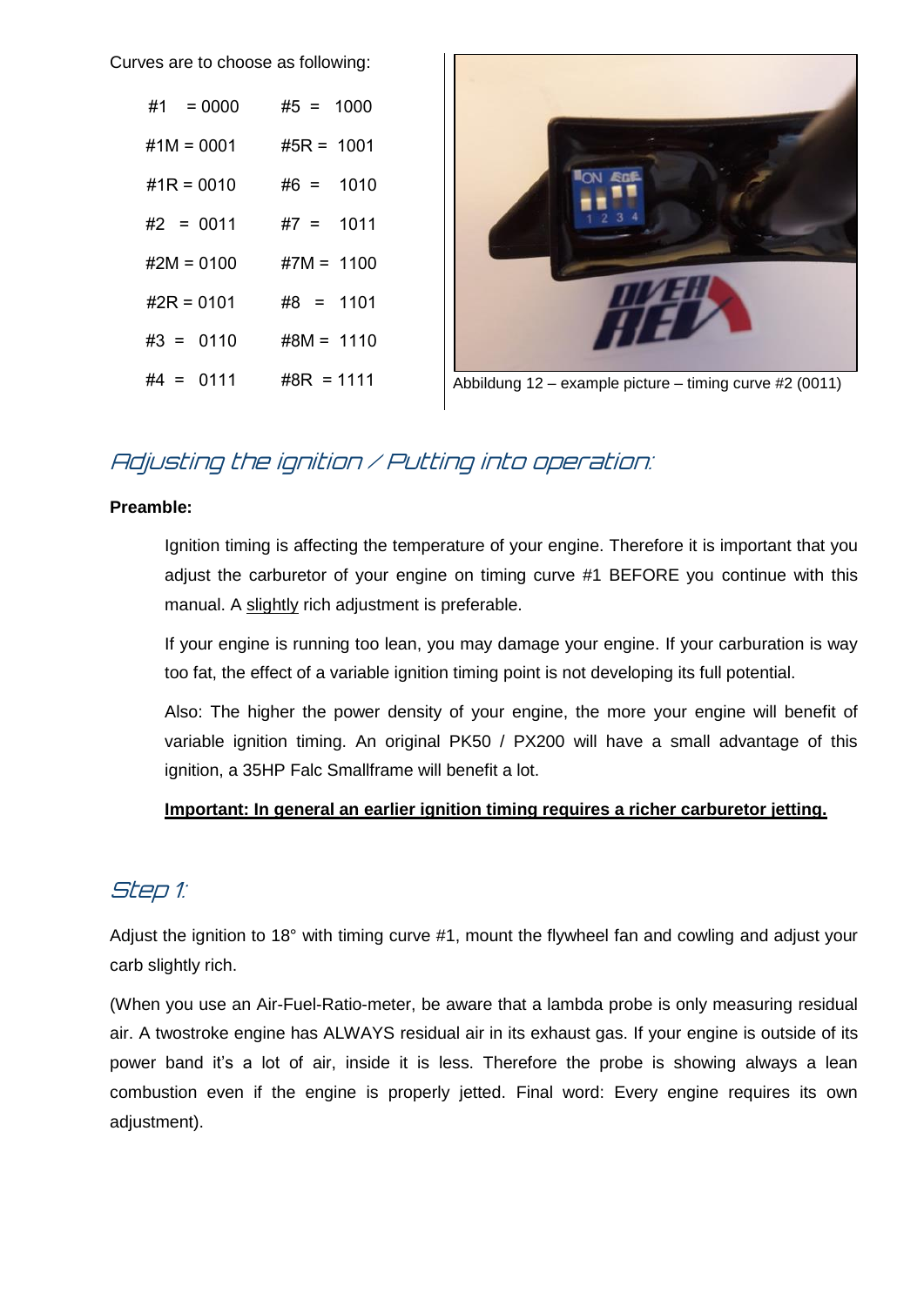Curves are to choose as following:

| | | | |
|---|---|---|---|
| #1 | = 0000 | #5 | = 1000 |
| #1M | = 0001 | #5R | = 1001 |
| #1R | = 0010 | #6 | = 1010 |
| #2 | = 0011 | #7 | = 1011 |
| #2M | = 0100 | #7M | = 1100 |
| #2R | = 0101 | #8 | = 1101 |
| #3 | = 0110 | #8M | = 1110 |
| #4 | = 0111 | #8R | = 1111 |

Abbildung 12 – example picture – timing curve #2 (0011)

## *Adjusting the ignition / Putting into operation:*

**Preamble:**

Ignition timing is affecting the temperature of your engine. Therefore it is important that you adjust the carburetor of your engine on timing curve #1 BEFORE you continue with this manual. A slightly rich adjustment is preferable.

If your engine is running too lean, you may damage your engine. If your carburation is way too fat, the effect of a variable ignition timing point is not developing its full potential.

Also: The higher the power density of your engine, the more your engine will benefit of variable ignition timing. An original PK50 / PX200 will have a small advantage of this ignition, a 35HP Falc Smallframe will benefit a lot.

**Important: In general an earlier ignition timing requires a richer carburetor jetting.**

## *Step 1:*

Adjust the ignition to 18° with timing curve #1, mount the flywheel fan and cowling and adjust your carb slightly rich.

(When you use an Air-Fuel-Ratio-meter, be aware that a lambda probe is only measuring residual air. A twostroke engine has ALWAYS residual air in its exhaust gas. If your engine is outside of its power band it's a lot of air, inside it is less. Therefore the probe is showing always a lean combustion even if the engine is properly jetted. Final word: Every engine requires its own adjustment).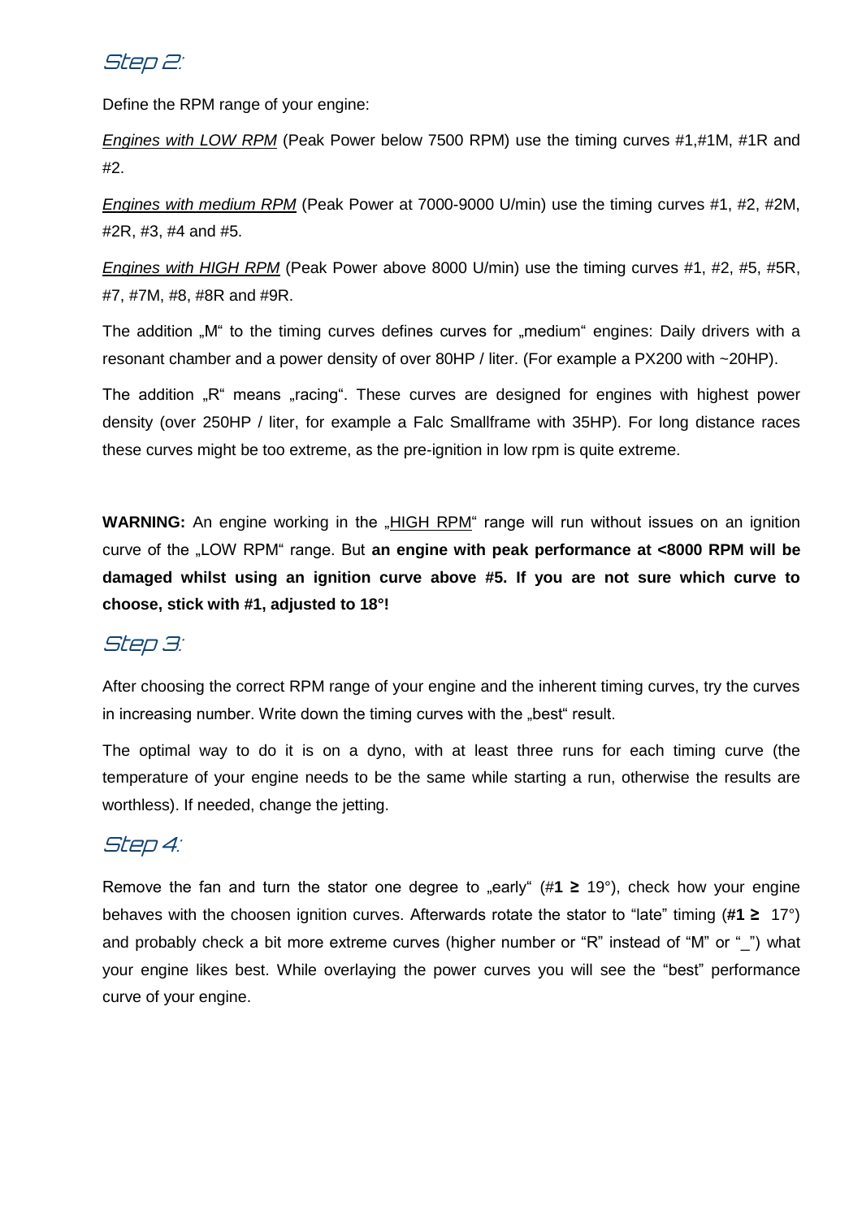## *Step 2:*

Define the RPM range of your engine:

*Engines with LOW RPM* (Peak Power below 7500 RPM) use the timing curves #1,#1M, #1R and #2.

*Engines with medium RPM* (Peak Power at 7000-9000 U/min) use the timing curves #1, #2, #2M, #2R, #3, #4 and #5.

*Engines with HIGH RPM* (Peak Power above 8000 U/min) use the timing curves #1, #2, #5, #5R, #7, #7M, #8, #8R and #9R.

The addition „M" to the timing curves defines curves for „medium" engines: Daily drivers with a resonant chamber and a power density of over 80HP / liter. (For example a PX200 with ~20HP).

The addition „R" means „racing". These curves are designed for engines with highest power density (over 250HP / liter, for example a Falc Smallframe with 35HP). For long distance races these curves might be too extreme, as the pre-ignition in low rpm is quite extreme.

**WARNING:** An engine working in the „HIGH RPM" range will run without issues on an ignition curve of the „LOW RPM" range. But **an engine with peak performance at <8000 RPM will be damaged whilst using an ignition curve above #5. If you are not sure which curve to choose, stick with #1, adjusted to 18°!**

## *Step 3:*

After choosing the correct RPM range of your engine and the inherent timing curves, try the curves in increasing number. Write down the timing curves with the „best" result.

The optimal way to do it is on a dyno, with at least three runs for each timing curve (the temperature of your engine needs to be the same while starting a run, otherwise the results are worthless). If needed, change the jetting.

## *Step 4:*

Remove the fan and turn the stator one degree to „early" (#**1 ≥** 19°), check how your engine behaves with the choosen ignition curves. Afterwards rotate the stator to "late" timing (**#1 ≥** 17°) and probably check a bit more extreme curves (higher number or "R" instead of "M" or "_") what your engine likes best. While overlaying the power curves you will see the "best" performance curve of your engine.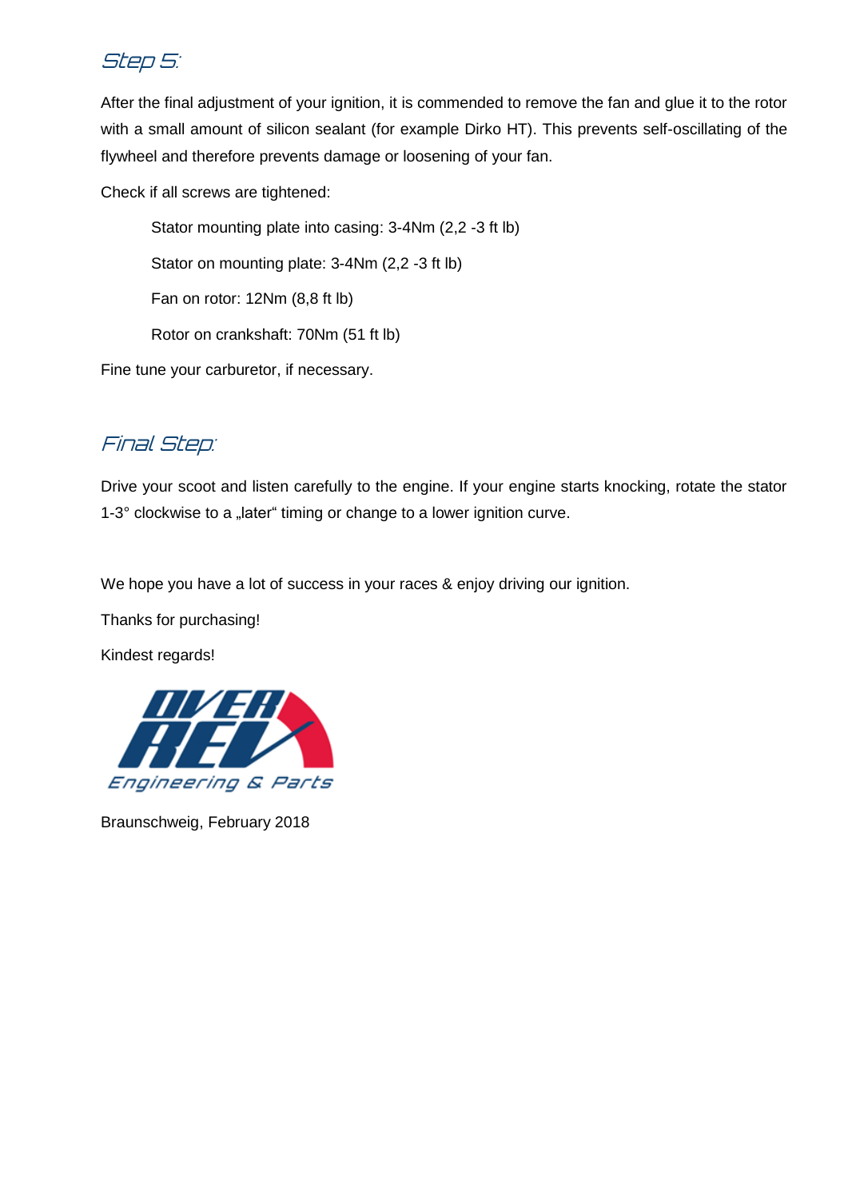## *Step 5:*

After the final adjustment of your ignition, it is commended to remove the fan and glue it to the rotor with a small amount of silicon sealant (for example Dirko HT). This prevents self-oscillating of the flywheel and therefore prevents damage or loosening of your fan.

Check if all screws are tightened:

> Stator mounting plate into casing: 3-4Nm (2,2 -3 ft lb)
>
> Stator on mounting plate: 3-4Nm (2,2 -3 ft lb)
>
> Fan on rotor: 12Nm (8,8 ft lb)
>
> Rotor on crankshaft: 70Nm (51 ft lb)

Fine tune your carburetor, if necessary.

## *Final Step:*

Drive your scoot and listen carefully to the engine. If your engine starts knocking, rotate the stator 1-3° clockwise to a „later“ timing or change to a lower ignition curve.

We hope you have a lot of success in your races & enjoy driving our ignition.

Thanks for purchasing!

Kindest regards!

OVER REV

Engineering & Parts

Braunschweig, February 2018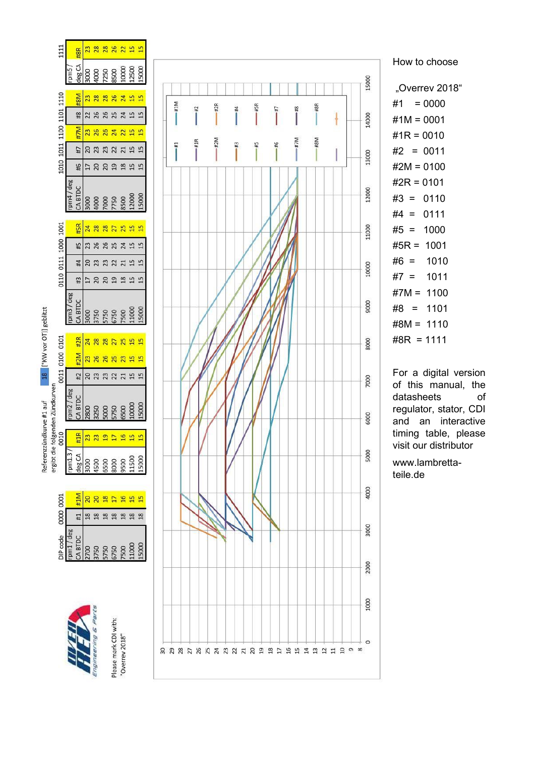Please mark CDI with: "Overrev 2018"

Referenzzündkurve #1 auf 18 [°KW vor OT] geblitzt ergibt die folgenden Zündkurven

| DIP code | 0000 | 0001 |
|---|---|---|
| rpm1 / deg CA BTDC | #1 | #1M |
| 2700 | 18 | 20 |
| 3750 | 18 | 20 |
| 5750 | 18 | 18 |
| 6750 | 18 | 17 |
| 7500 | 18 | 16 |
| 11000 | 18 | 15 |
| 15000 | 18 | 15 |

| | 0010 |
|---|---|
| rpm1.3 / deg CA | #1R |
| 3000 | 23 |
| 4500 | 23 |
| 6500 | 19 |
| 8000 | 17 |
| 9500 | 16 |
| 11500 | 15 |
| 15000 | 15 |

| | 0011 | 0100 | 0101 |
|---|---|---|---|
| rpm2 / deg CA BTDC | #2 | #2M | #2R |
| 2800 | 20 | 23 | 24 |
| 3250 | 23 | 26 | 28 |
| 5000 | 23 | 26 | 28 |
| 5750 | 22 | 25 | 27 |
| 6500 | 21 | 23 | 25 |
| 10000 | 15 | 15 | 15 |
| 15000 | 15 | 15 | 15 |

| | 0110 | 0111 | 1000 | 1001 |
|---|---|---|---|---|
| rpm3 / deg CA BTDC | #3 | #4 | #5 | #5R |
| 3000 | 17 | 20 | 23 | 24 |
| 3750 | 20 | 23 | 26 | 28 |
| 5750 | 20 | 23 | 26 | 28 |
| 6750 | 19 | 22 | 25 | 27 |
| 7500 | 18 | 21 | 24 | 25 |
| 11000 | 15 | 15 | 15 | 15 |
| 15000 | 15 | 15 | 15 | 15 |

| | 1010 | 1011 | 1100 | 1101 | 1110 |
|---|---|---|---|---|---|
| rpm4 / deg CA BTDC | #6 | #7 | #7M | #8 | #8M |
| 3000 | 17 | 20 | 23 | 22 | 23 |
| 4000 | 20 | 23 | 26 | 26 | 28 |
| 7000 | 20 | 23 | 26 | 26 | 28 |
| 7750 | 19 | 22 | 25 | 25 | 26 |
| 8500 | 18 | 21 | 22 | 24 | 24 |
| 12000 | 15 | 15 | 15 | 15 | 15 |
| 15000 | 15 | 15 | 15 | 15 | 15 |

| | 1111 |
|---|---|
| rpm5 / deg CA | #8R |
| 3000 | 23 |
| 4000 | 28 |
| 7250 | 28 |
| 8500 | 26 |
| 10000 | 22 |
| 12500 | 15 |
| 15000 | 15 |

#1 #1M #1R #2 #2M #2R #3 #4 #5 #5R #6 #7 #7M #8 #8M #8R

30 29 28 27 26 25 24 23 22 21 20 19 18 17 16 15 14 13 12 11 10 9 8

0 1000 2000 3000 4000 5000 6000 7000 8000 9000 10000 11000 12000 13000 14000 15000

How to choose

„Overrev 2018"

- #1 = 0000
- #1M = 0001
- #1R = 0010
- #2 = 0011
- #2M = 0100
- #2R = 0101
- #3 = 0110
- #4 = 0111
- #5 = 1000
- #5R = 1001
- #6 = 1010
- #7 = 1011
- #7M = 1100
- #8 = 1101
- #8M = 1110
- #8R = 1111

For a digital version of this manual, the datasheets of regulator, stator, CDI and an interactive timing table, please visit our distributor

www.lambretta-teile.de